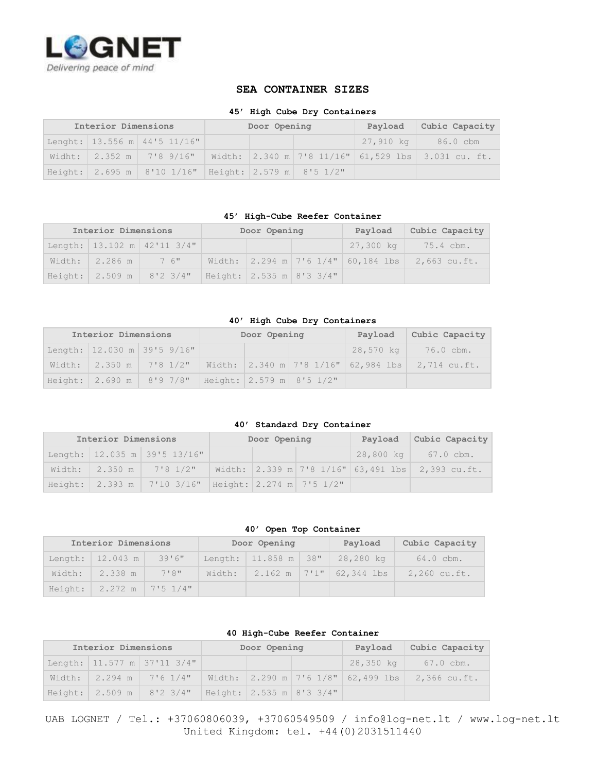**LOGNET**

*Delivering peace of mind*

# SEA CONTAINER SIZES

### 45' High Cube Dry Containers

| Interior Dimensions | | | Door Opening | | | Payload | Cubic Capacity |
|---|---|---|---|---|---|---|---|
| Lenght: | 13.556 m | 44'5 11/16" | | | | 27,910 kg | 86.0 cbm |
| Widht: | 2.352 m | 7'8 9/16" | Width: | 2.340 m | 7'8 11/16" | 61,529 lbs | 3.031 cu. ft. |
| Height: | 2.695 m | 8'10 1/16" | Height: | 2.579 m | 8'5 1/2" | | |

### 45' High-Cube Reefer Container

| Interior Dimensions | | | Door Opening | | | Payload | Cubic Capacity |
|---|---|---|---|---|---|---|---|
| Length: | 13.102 m | 42'11 3/4" | | | | 27,300 kg | 75.4 cbm. |
| Width: | 2.286 m | 7 6" | Width: | 2.294 m | 7'6 1/4" | 60,184 lbs | 2,663 cu.ft. |
| Height: | 2.509 m | 8'2 3/4" | Height: | 2.535 m | 8'3 3/4" | | |

### 40' High Cube Dry Containers

| Interior Dimensions | | | Door Opening | | | Payload | Cubic Capacity |
|---|---|---|---|---|---|---|---|
| Length: | 12.030 m | 39'5 9/16" | | | | 28,570 kg | 76.0 cbm. |
| Width: | 2.350 m | 7'8 1/2" | Width: | 2.340 m | 7'8 1/16" | 62,984 lbs | 2,714 cu.ft. |
| Height: | 2.690 m | 8'9 7/8" | Height: | 2.579 m | 8'5 1/2" | | |

### 40' Standard Dry Container

| Interior Dimensions | | | Door Opening | | | Payload | Cubic Capacity |
|---|---|---|---|---|---|---|---|
| Length: | 12.035 m | 39'5 13/16" | | | | 28,800 kg | 67.0 cbm. |
| Width: | 2.350 m | 7'8 1/2" | Width: | 2.339 m | 7'8 1/16" | 63,491 lbs | 2,393 cu.ft. |
| Height: | 2.393 m | 7'10 3/16" | Height: | 2.274 m | 7'5 1/2" | | |

### 40' Open Top Container

| Interior Dimensions | | | Door Opening | | | Payload | Cubic Capacity |
|---|---|---|---|---|---|---|---|
| Length: | 12.043 m | 39'6" | Length: | 11.858 m | 38" | 28,280 kg | 64.0 cbm. |
| Width: | 2.338 m | 7'8" | Width: | 2.162 m | 7'1" | 62,344 lbs | 2,260 cu.ft. |
| Height: | 2.272 m | 7'5 1/4" | | | | | |

### 40 High-Cube Reefer Container

| Interior Dimensions | | | Door Opening | | | Payload | Cubic Capacity |
|---|---|---|---|---|---|---|---|
| Length: | 11.577 m | 37'11 3/4" | | | | 28,350 kg | 67.0 cbm. |
| Width: | 2.294 m | 7'6 1/4" | Width: | 2.290 m | 7'6 1/8" | 62,499 lbs | 2,366 cu.ft. |
| Height: | 2.509 m | 8'2 3/4" | Height: | 2.535 m | 8'3 3/4" | | |

UAB LOGNET / Tel.: +37060806039, +37060549509 / info@log-net.lt / www.log-net.lt
United Kingdom: tel. +44(0)2031511440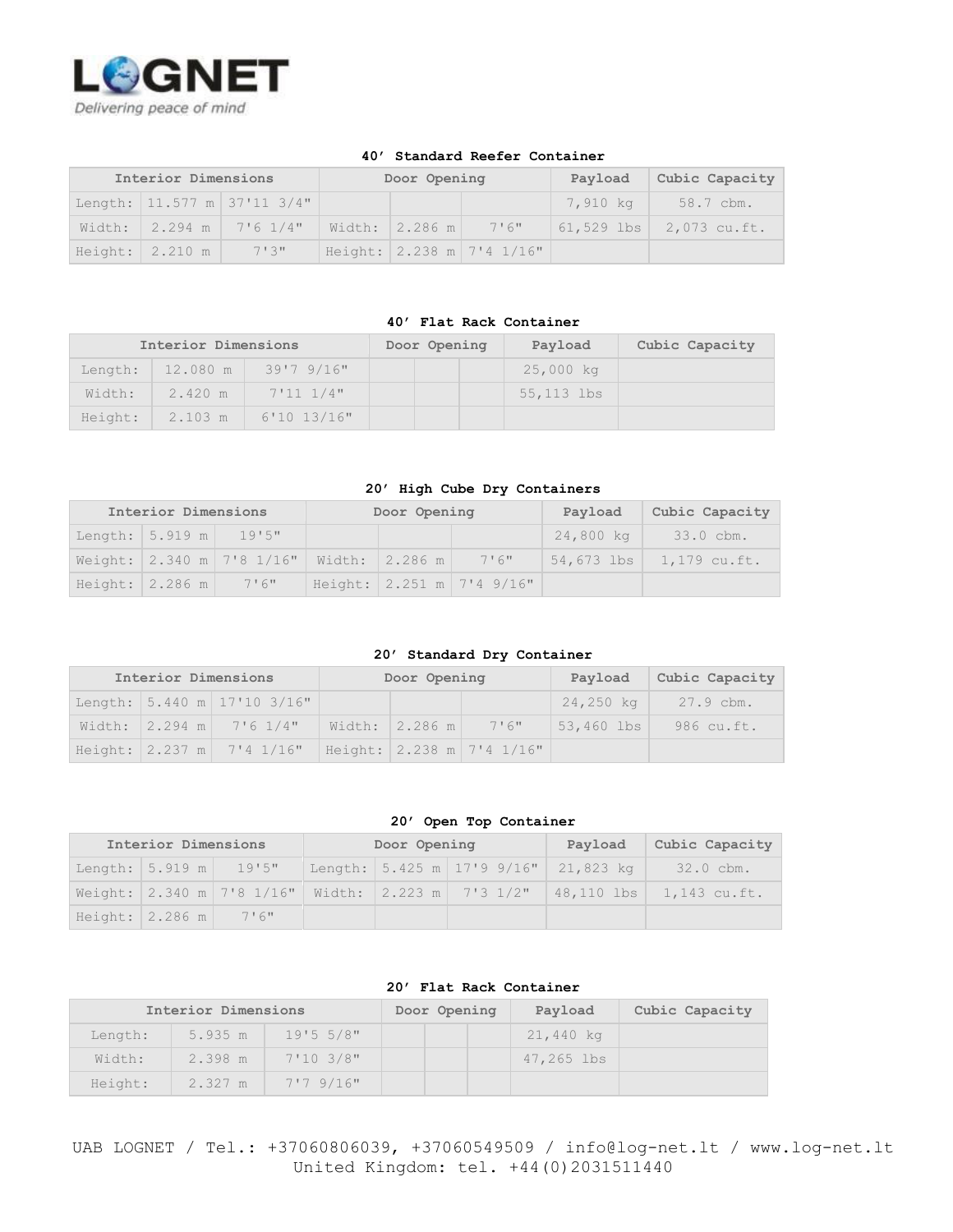**LOGNET**
*Delivering peace of mind*

### 40' Standard Reefer Container

| Interior Dimensions | | | Door Opening | | | Payload | Cubic Capacity |
|---|---|---|---|---|---|---|---|
| Length: | 11.577 m | 37'11 3/4" | | | | 7,910 kg | 58.7 cbm. |
| Width: | 2.294 m | 7'6 1/4" | Width: | 2.286 m | 7'6" | 61,529 lbs | 2,073 cu.ft. |
| Height: | 2.210 m | 7'3" | Height: | 2.238 m | 7'4 1/16" | | |

### 40' Flat Rack Container

| Interior Dimensions | | | Door Opening | | | Payload | Cubic Capacity |
|---|---|---|---|---|---|---|---|
| Length: | 12.080 m | 39'7 9/16" | | | | 25,000 kg | |
| Width: | 2.420 m | 7'11 1/4" | | | | 55,113 lbs | |
| Height: | 2.103 m | 6'10 13/16" | | | | | |

### 20' High Cube Dry Containers

| Interior Dimensions | | | Door Opening | | | Payload | Cubic Capacity |
|---|---|---|---|---|---|---|---|
| Length: | 5.919 m | 19'5" | | | | 24,800 kg | 33.0 cbm. |
| Weight: | 2.340 m | 7'8 1/16" | Width: | 2.286 m | 7'6" | 54,673 lbs | 1,179 cu.ft. |
| Height: | 2.286 m | 7'6" | Height: | 2.251 m | 7'4 9/16" | | |

### 20' Standard Dry Container

| Interior Dimensions | | | Door Opening | | | Payload | Cubic Capacity |
|---|---|---|---|---|---|---|---|
| Length: | 5.440 m | 17'10 3/16" | | | | 24,250 kg | 27.9 cbm. |
| Width: | 2.294 m | 7'6 1/4" | Width: | 2.286 m | 7'6" | 53,460 lbs | 986 cu.ft. |
| Height: | 2.237 m | 7'4 1/16" | Height: | 2.238 m | 7'4 1/16" | | |

### 20' Open Top Container

| Interior Dimensions | | | Door Opening | | | Payload | Cubic Capacity |
|---|---|---|---|---|---|---|---|
| Length: | 5.919 m | 19'5" | Length: | 5.425 m | 17'9 9/16" | 21,823 kg | 32.0 cbm. |
| Weight: | 2.340 m | 7'8 1/16" | Width: | 2.223 m | 7'3 1/2" | 48,110 lbs | 1,143 cu.ft. |
| Height: | 2.286 m | 7'6" | | | | | |

### 20' Flat Rack Container

| Interior Dimensions | | | Door Opening | | | Payload | Cubic Capacity |
|---|---|---|---|---|---|---|---|
| Length: | 5.935 m | 19'5 5/8" | | | | 21,440 kg | |
| Width: | 2.398 m | 7'10 3/8" | | | | 47,265 lbs | |
| Height: | 2.327 m | 7'7 9/16" | | | | | |

UAB LOGNET / Tel.: +37060806039, +37060549509 / info@log-net.lt / www.log-net.lt
United Kingdom: tel. +44(0)2031511440